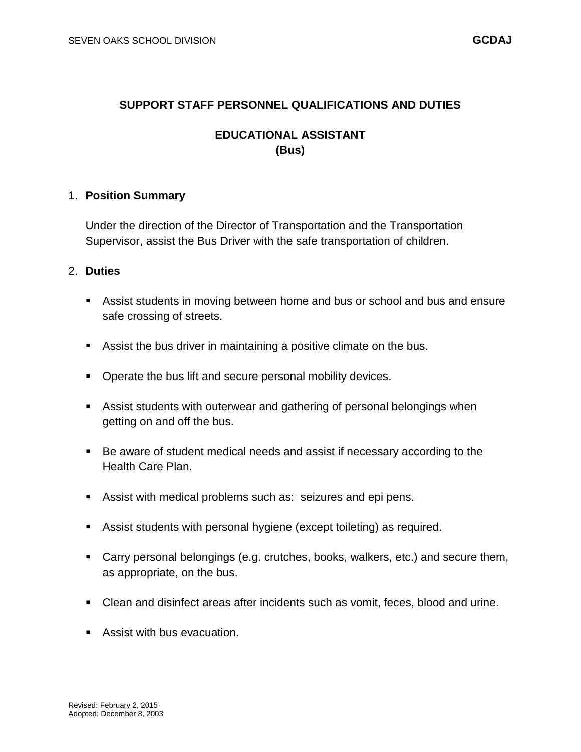# SUPPORT STAFF PERSONNEL QUALIFICATIONS AND DUTIES

## EDUCATIONAL ASSISTANT (Bus)

1. **Position Summary**

   Under the direction of the Director of Transportation and the Transportation Supervisor, assist the Bus Driver with the safe transportation of children.

2. **Duties**

   - Assist students in moving between home and bus or school and bus and ensure safe crossing of streets.
   - Assist the bus driver in maintaining a positive climate on the bus.
   - Operate the bus lift and secure personal mobility devices.
   - Assist students with outerwear and gathering of personal belongings when getting on and off the bus.
   - Be aware of student medical needs and assist if necessary according to the Health Care Plan.
   - Assist with medical problems such as: seizures and epi pens.
   - Assist students with personal hygiene (except toileting) as required.
   - Carry personal belongings (e.g. crutches, books, walkers, etc.) and secure them, as appropriate, on the bus.
   - Clean and disinfect areas after incidents such as vomit, feces, blood and urine.
   - Assist with bus evacuation.

Revised: February 2, 2015
Adopted: December 8, 2003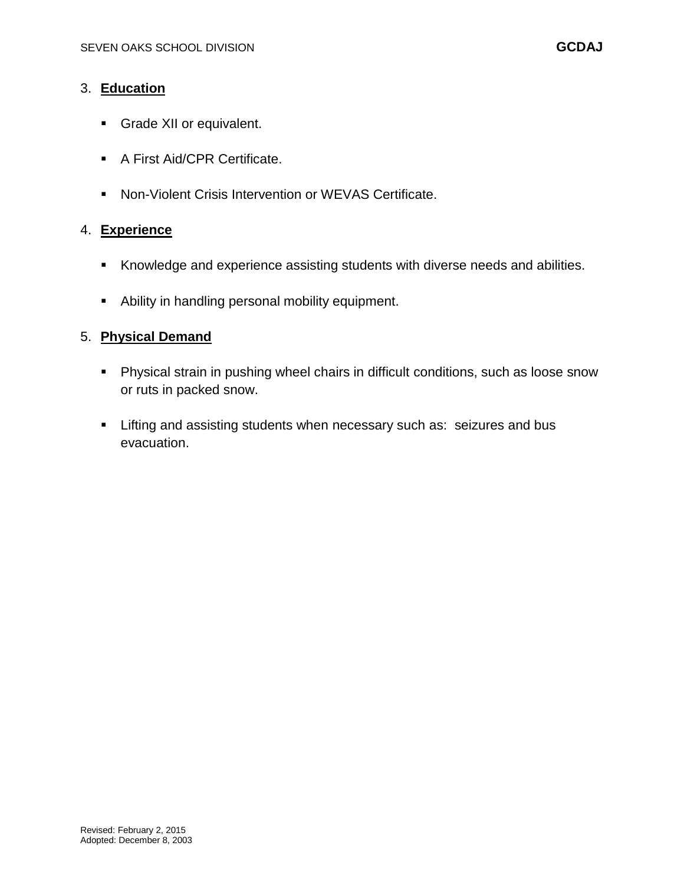3. **Education**

   - Grade XII or equivalent.
   - A First Aid/CPR Certificate.
   - Non-Violent Crisis Intervention or WEVAS Certificate.

4. **Experience**

   - Knowledge and experience assisting students with diverse needs and abilities.
   - Ability in handling personal mobility equipment.

5. **Physical Demand**

   - Physical strain in pushing wheel chairs in difficult conditions, such as loose snow or ruts in packed snow.
   - Lifting and assisting students when necessary such as: seizures and bus evacuation.

Revised: February 2, 2015
Adopted: December 8, 2003